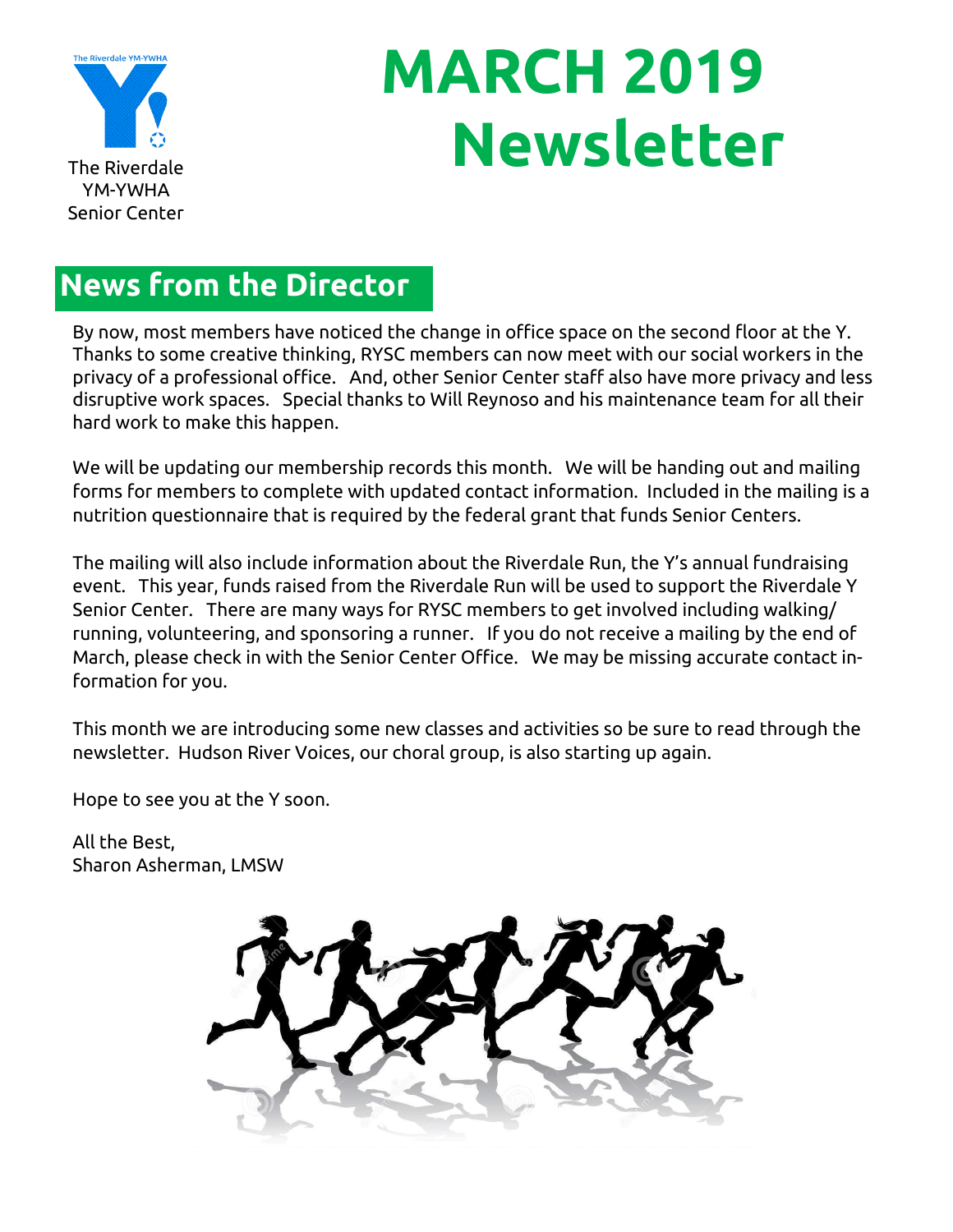The Riverdale YM-YWHA Senior Center

# MARCH 2019 Newsletter

## News from the Director

By now, most members have noticed the change in office space on the second floor at the Y. Thanks to some creative thinking, RYSC members can now meet with our social workers in the privacy of a professional office. And, other Senior Center staff also have more privacy and less disruptive work spaces. Special thanks to Will Reynoso and his maintenance team for all their hard work to make this happen.

We will be updating our membership records this month. We will be handing out and mailing forms for members to complete with updated contact information. Included in the mailing is a nutrition questionnaire that is required by the federal grant that funds Senior Centers.

The mailing will also include information about the Riverdale Run, the Y's annual fundraising event. This year, funds raised from the Riverdale Run will be used to support the Riverdale Y Senior Center. There are many ways for RYSC members to get involved including walking/running, volunteering, and sponsoring a runner. If you do not receive a mailing by the end of March, please check in with the Senior Center Office. We may be missing accurate contact information for you.

This month we are introducing some new classes and activities so be sure to read through the newsletter. Hudson River Voices, our choral group, is also starting up again.

Hope to see you at the Y soon.

All the Best,
Sharon Asherman, LMSW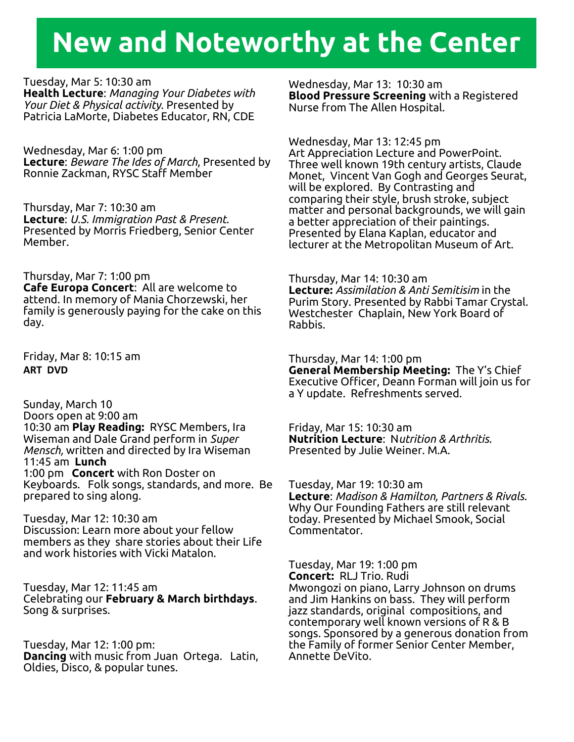# New and Noteworthy at the Center

Tuesday, Mar 5: 10:30 am
**Health Lecture**: *Managing Your Diabetes with Your Diet & Physical activity*. Presented by Patricia LaMorte, Diabetes Educator, RN, CDE

Wednesday, Mar 6: 1:00 pm
**Lecture**: *Beware The Ides of March*, Presented by Ronnie Zackman, RYSC Staff Member

Thursday, Mar 7: 10:30 am
**Lecture**: *U.S. Immigration Past & Present.* Presented by Morris Friedberg, Senior Center Member.

Thursday, Mar 7: 1:00 pm
**Cafe Europa Concert**: All are welcome to attend. In memory of Mania Chorzewski, her family is generously paying for the cake on this day.

Friday, Mar 8: 10:15 am
**ART DVD**

Sunday, March 10
Doors open at 9:00 am
10:30 am **Play Reading:** RYSC Members, Ira Wiseman and Dale Grand perform in *Super Mensch,* written and directed by Ira Wiseman
11:45 am **Lunch**
1:00 pm **Concert** with Ron Doster on Keyboards. Folk songs, standards, and more. Be prepared to sing along.

Tuesday, Mar 12: 10:30 am
Discussion: Learn more about your fellow members as they share stories about their Life and work histories with Vicki Matalon.

Tuesday, Mar 12: 11:45 am
Celebrating our **February & March birthdays**. Song & surprises.

Tuesday, Mar 12: 1:00 pm:
**Dancing** with music from Juan Ortega. Latin, Oldies, Disco, & popular tunes.

Wednesday, Mar 13: 10:30 am
**Blood Pressure Screening** with a Registered Nurse from The Allen Hospital.

Wednesday, Mar 13: 12:45 pm
Art Appreciation Lecture and PowerPoint. Three well known 19th century artists, Claude Monet, Vincent Van Gogh and Georges Seurat, will be explored. By Contrasting and comparing their style, brush stroke, subject matter and personal backgrounds, we will gain a better appreciation of their paintings. Presented by Elana Kaplan, educator and lecturer at the Metropolitan Museum of Art.

Thursday, Mar 14: 10:30 am
**Lecture:** *Assimilation & Anti Semitisim* in the Purim Story. Presented by Rabbi Tamar Crystal. Westchester Chaplain, New York Board of Rabbis.

Thursday, Mar 14: 1:00 pm
**General Membership Meeting:** The Y's Chief Executive Officer, Deann Forman will join us for a Y update. Refreshments served.

Friday, Mar 15: 10:30 am
**Nutrition Lecture**: N*utrition & Arthritis.* Presented by Julie Weiner. M.A.

Tuesday, Mar 19: 10:30 am
**Lecture**: *Madison & Hamilton, Partners & Rivals.* Why Our Founding Fathers are still relevant today. Presented by Michael Smook, Social Commentator.

Tuesday, Mar 19: 1:00 pm
**Concert:** RLJ Trio. Rudi Mwongozi on piano, Larry Johnson on drums and Jim Hankins on bass. They will perform jazz standards, original compositions, and contemporary well known versions of R & B songs. Sponsored by a generous donation from the Family of former Senior Center Member, Annette DeVito.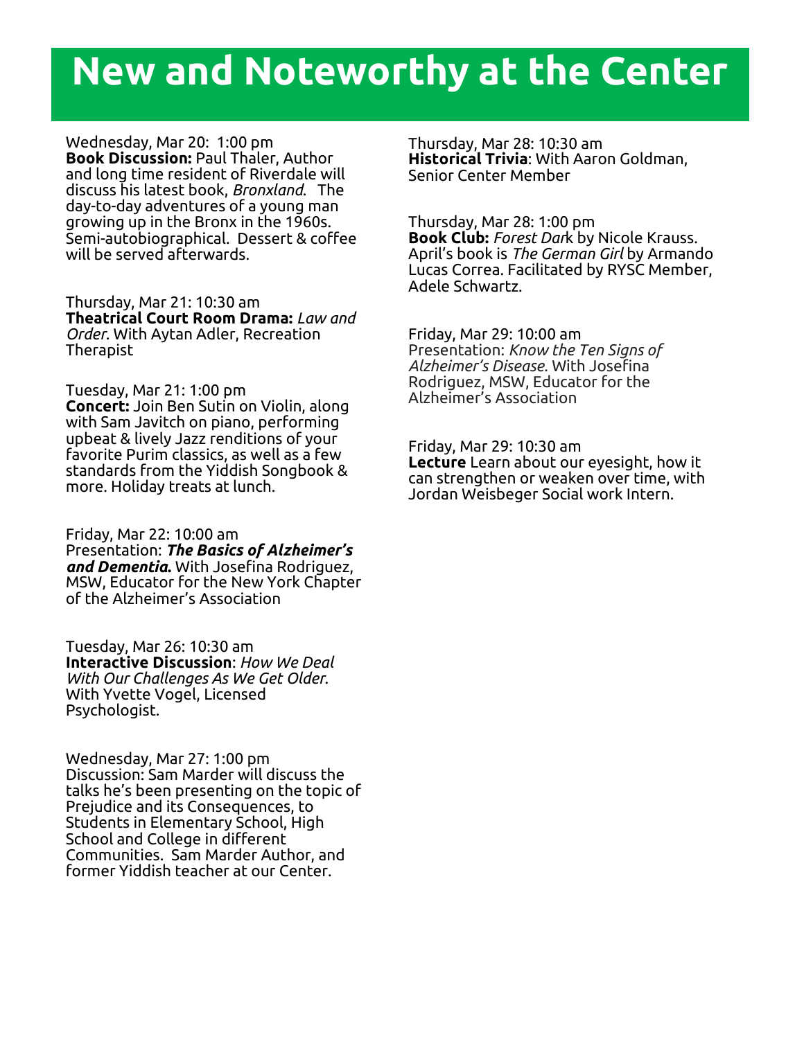# New and Noteworthy at the Center

Wednesday, Mar 20: 1:00 pm
**Book Discussion:** Paul Thaler, Author and long time resident of Riverdale will discuss his latest book, *Bronxland*. The day-to-day adventures of a young man growing up in the Bronx in the 1960s. Semi-autobiographical. Dessert & coffee will be served afterwards.

Thursday, Mar 21: 10:30 am
**Theatrical Court Room Drama:** *Law and Order*. With Aytan Adler, Recreation Therapist

Tuesday, Mar 21: 1:00 pm
**Concert:** Join Ben Sutin on Violin, along with Sam Javitch on piano, performing upbeat & lively Jazz renditions of your favorite Purim classics, as well as a few standards from the Yiddish Songbook & more. Holiday treats at lunch.

Friday, Mar 22: 10:00 am
Presentation: ***The Basics of Alzheimer's and Dementia.*** With Josefina Rodriguez, MSW, Educator for the New York Chapter of the Alzheimer's Association

Tuesday, Mar 26: 10:30 am
**Interactive Discussion**: *How We Deal With Our Challenges As We Get Older.* With Yvette Vogel, Licensed Psychologist.

Wednesday, Mar 27: 1:00 pm
Discussion: Sam Marder will discuss the talks he's been presenting on the topic of Prejudice and its Consequences, to Students in Elementary School, High School and College in different Communities. Sam Marder Author, and former Yiddish teacher at our Center.

Thursday, Mar 28: 10:30 am
**Historical Trivia**: With Aaron Goldman, Senior Center Member

Thursday, Mar 28: 1:00 pm
**Book Club:** *Forest Dark* by Nicole Krauss. April's book is *The German Girl* by Armando Lucas Correa. Facilitated by RYSC Member, Adele Schwartz.

Friday, Mar 29: 10:00 am
Presentation: *Know the Ten Signs of Alzheimer's Disease.* With Josefina Rodriguez, MSW, Educator for the Alzheimer's Association

Friday, Mar 29: 10:30 am
**Lecture** Learn about our eyesight, how it can strengthen or weaken over time, with Jordan Weisbeger Social work Intern.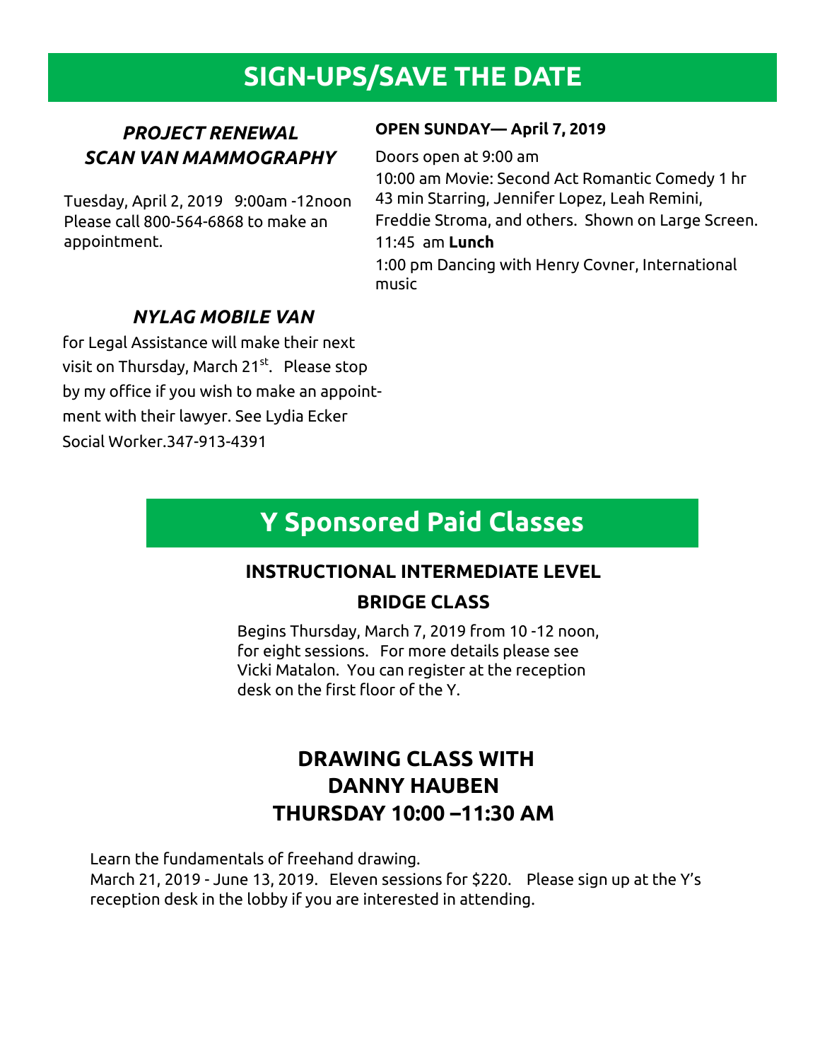# SIGN-UPS/SAVE THE DATE

### *PROJECT RENEWAL SCAN VAN MAMMOGRAPHY*

Tuesday, April 2, 2019   9:00am -12noon
Please call 800-564-6868 to make an appointment.

### *NYLAG MOBILE VAN*

for Legal Assistance will make their next visit on Thursday, March 21st.   Please stop by my office if you wish to make an appointment with their lawyer. See Lydia Ecker Social Worker.347-913-4391

**OPEN SUNDAY— April 7, 2019**

Doors open at 9:00 am
10:00 am Movie: Second Act Romantic Comedy 1 hr 43 min Starring, Jennifer Lopez, Leah Remini, Freddie Stroma, and others.  Shown on Large Screen.
11:45  am **Lunch**
1:00 pm Dancing with Henry Covner, International music

# Y Sponsored Paid Classes

### INSTRUCTIONAL INTERMEDIATE LEVEL BRIDGE CLASS

Begins Thursday, March 7, 2019 from 10 -12 noon, for eight sessions.   For more details please see Vicki Matalon.  You can register at the reception desk on the first floor of the Y.

### DRAWING CLASS WITH DANNY HAUBEN THURSDAY 10:00 –11:30 AM

Learn the fundamentals of freehand drawing.
March 21, 2019 - June 13, 2019.   Eleven sessions for $220.   Please sign up at the Y's reception desk in the lobby if you are interested in attending.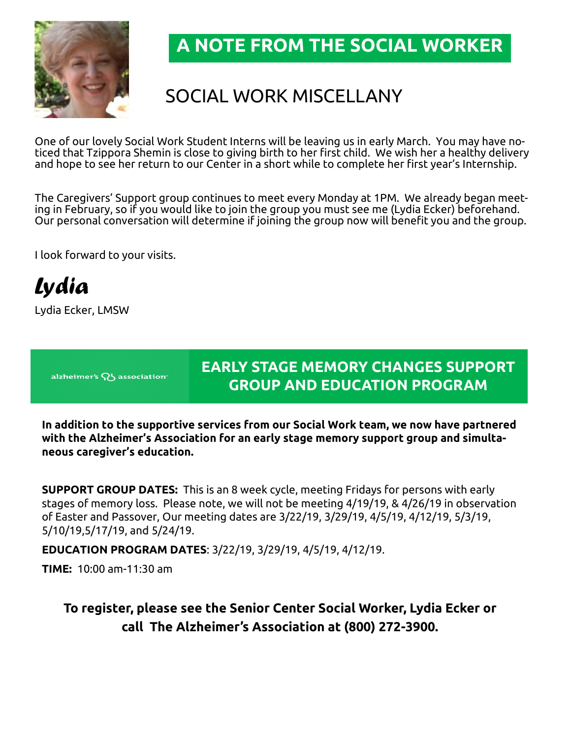# A NOTE FROM THE SOCIAL WORKER

## SOCIAL WORK MISCELLANY

One of our lovely Social Work Student Interns will be leaving us in early March. You may have noticed that Tzippora Shemin is close to giving birth to her first child. We wish her a healthy delivery and hope to see her return to our Center in a short while to complete her first year's Internship.

The Caregivers' Support group continues to meet every Monday at 1PM. We already began meeting in February, so if you would like to join the group you must see me (Lydia Ecker) beforehand. Our personal conversation will determine if joining the group now will benefit you and the group.

I look forward to your visits.

*Lydia*

Lydia Ecker, LMSW

alzheimer's association

## EARLY STAGE MEMORY CHANGES SUPPORT GROUP AND EDUCATION PROGRAM

**In addition to the supportive services from our Social Work team, we now have partnered with the Alzheimer's Association for an early stage memory support group and simultaneous caregiver's education.**

**SUPPORT GROUP DATES:** This is an 8 week cycle, meeting Fridays for persons with early stages of memory loss. Please note, we will not be meeting 4/19/19, & 4/26/19 in observation of Easter and Passover, Our meeting dates are 3/22/19, 3/29/19, 4/5/19, 4/12/19, 5/3/19, 5/10/19,5/17/19, and 5/24/19.

**EDUCATION PROGRAM DATES**: 3/22/19, 3/29/19, 4/5/19, 4/12/19.

**TIME:** 10:00 am-11:30 am

**To register, please see the Senior Center Social Worker, Lydia Ecker or call The Alzheimer's Association at (800) 272-3900.**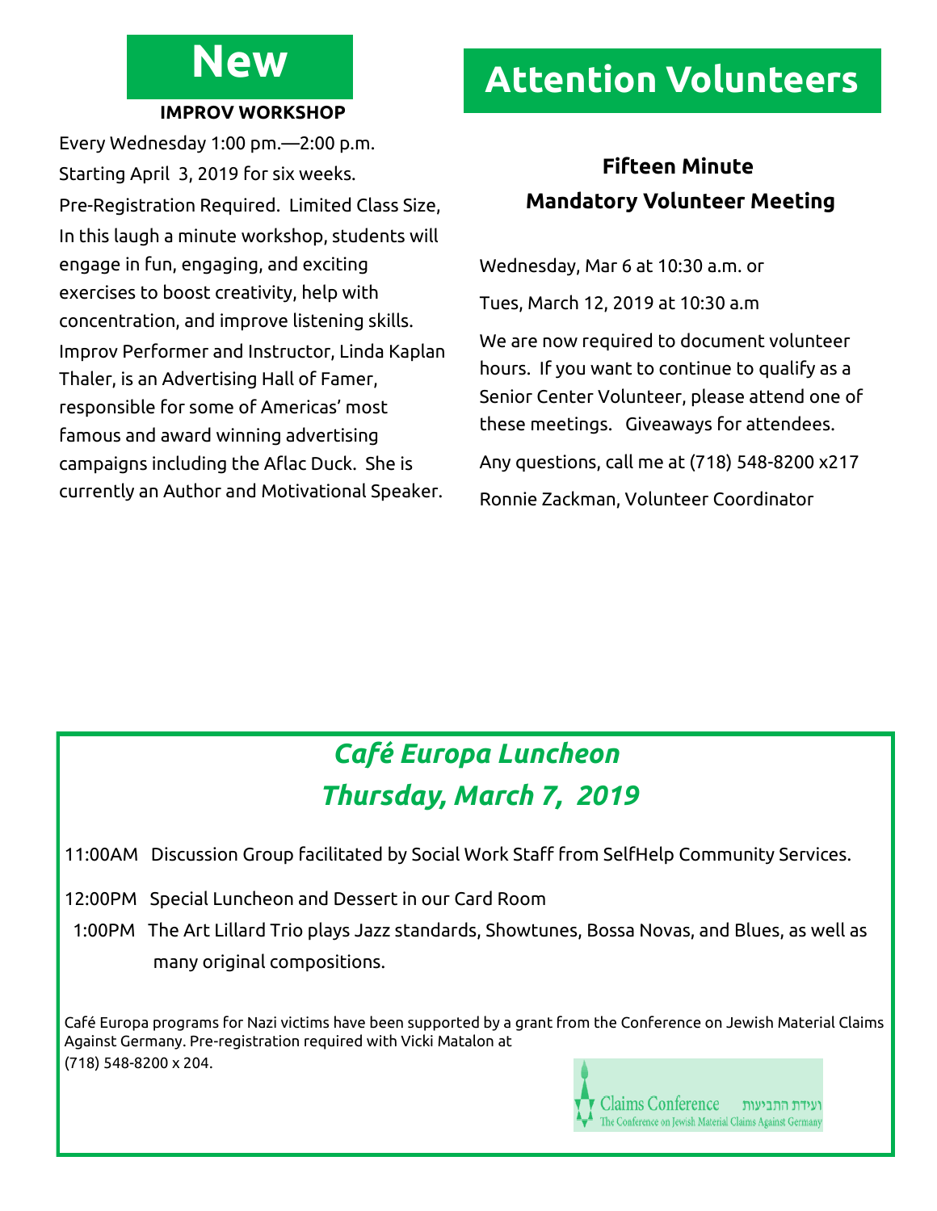## New

**IMPROV WORKSHOP**

Every Wednesday 1:00 pm.—2:00 p.m.

Starting April 3, 2019 for six weeks.

Pre-Registration Required. Limited Class Size,

In this laugh a minute workshop, students will engage in fun, engaging, and exciting exercises to boost creativity, help with concentration, and improve listening skills.

Improv Performer and Instructor, Linda Kaplan Thaler, is an Advertising Hall of Famer, responsible for some of Americas' most famous and award winning advertising campaigns including the Aflac Duck. She is currently an Author and Motivational Speaker.

## Attention Volunteers

**Fifteen Minute**
**Mandatory Volunteer Meeting**

Wednesday, Mar 6 at 10:30 a.m. or

Tues, March 12, 2019 at 10:30 a.m

We are now required to document volunteer hours. If you want to continue to qualify as a Senior Center Volunteer, please attend one of these meetings. Giveaways for attendees.

Any questions, call me at (718) 548-8200 x217

Ronnie Zackman, Volunteer Coordinator

## *Café Europa Luncheon*
## *Thursday, March 7, 2019*

11:00AM Discussion Group facilitated by Social Work Staff from SelfHelp Community Services.

12:00PM Special Luncheon and Dessert in our Card Room

1:00PM The Art Lillard Trio plays Jazz standards, Showtunes, Bossa Novas, and Blues, as well as many original compositions.

Café Europa programs for Nazi victims have been supported by a grant from the Conference on Jewish Material Claims Against Germany. Pre-registration required with Vicki Matalon at (718) 548-8200 x 204.

Claims Conference ועידת התביעות
The Conference on Jewish Material Claims Against Germany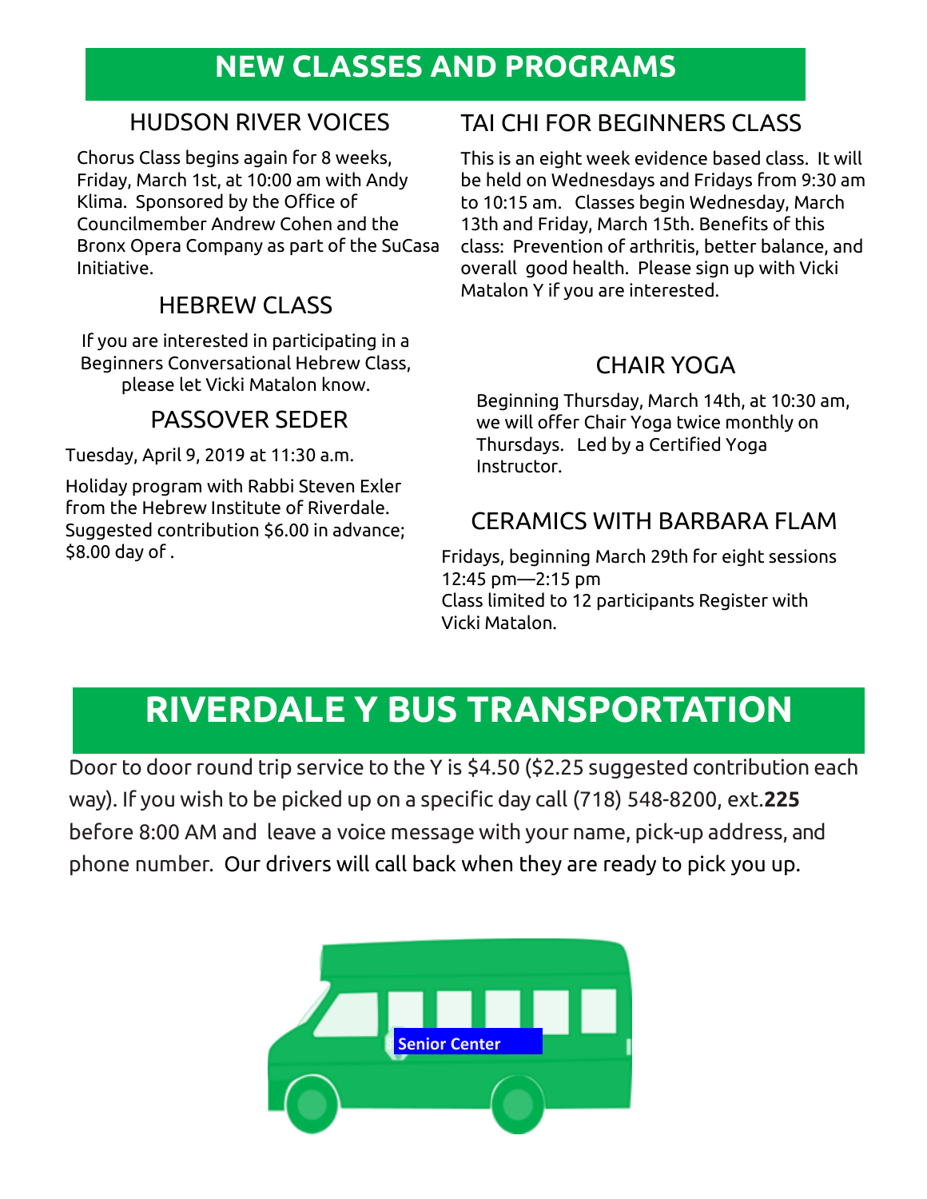# NEW CLASSES AND PROGRAMS

## HUDSON RIVER VOICES

Chorus Class begins again for 8 weeks, Friday, March 1st, at 10:00 am with Andy Klima. Sponsored by the Office of Councilmember Andrew Cohen and the Bronx Opera Company as part of the SuCasa Initiative.

## HEBREW CLASS

If you are interested in participating in a Beginners Conversational Hebrew Class, please let Vicki Matalon know.

## PASSOVER SEDER

Tuesday, April 9, 2019 at 11:30 a.m.

Holiday program with Rabbi Steven Exler from the Hebrew Institute of Riverdale. Suggested contribution $6.00 in advance; $8.00 day of .

## TAI CHI FOR BEGINNERS CLASS

This is an eight week evidence based class. It will be held on Wednesdays and Fridays from 9:30 am to 10:15 am. Classes begin Wednesday, March 13th and Friday, March 15th. Benefits of this class: Prevention of arthritis, better balance, and overall good health. Please sign up with Vicki Matalon Y if you are interested.

## CHAIR YOGA

Beginning Thursday, March 14th, at 10:30 am, we will offer Chair Yoga twice monthly on Thursdays. Led by a Certified Yoga Instructor.

## CERAMICS WITH BARBARA FLAM

Fridays, beginning March 29th for eight sessions
12:45 pm—2:15 pm
Class limited to 12 participants Register with Vicki Matalon.

# RIVERDALE Y BUS TRANSPORTATION

Door to door round trip service to the Y is $4.50 ($2.25 suggested contribution each way). If you wish to be picked up on a specific day call (718) 548-8200, ext.**225** before 8:00 AM and leave a voice message with your name, pick-up address, and phone number. Our drivers will call back when they are ready to pick you up.

Senior Center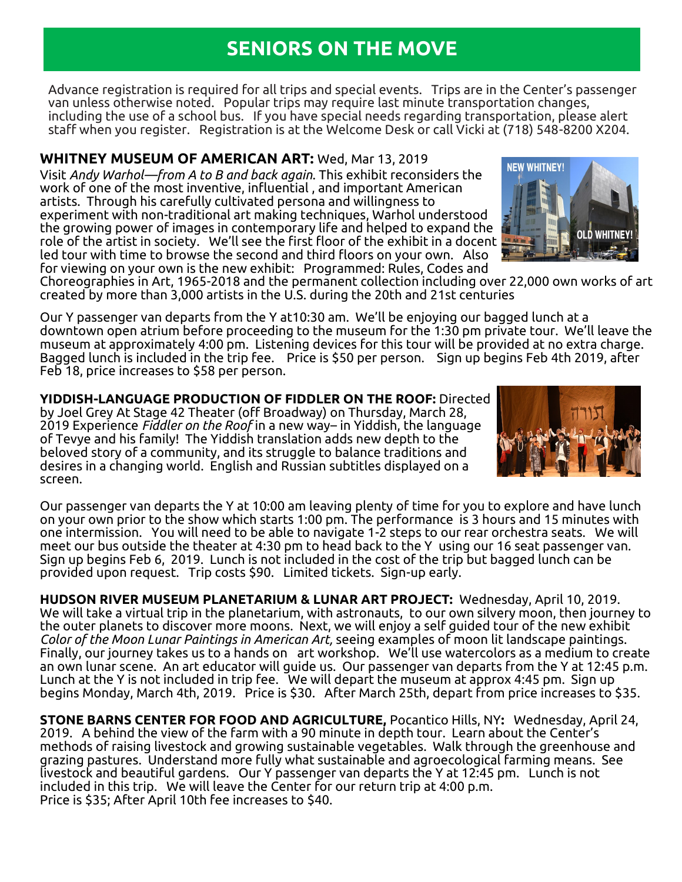# SENIORS ON THE MOVE

Advance registration is required for all trips and special events. Trips are in the Center's passenger van unless otherwise noted. Popular trips may require last minute transportation changes, including the use of a school bus. If you have special needs regarding transportation, please alert staff when you register. Registration is at the Welcome Desk or call Vicki at (718) 548-8200 X204.

**WHITNEY MUSEUM OF AMERICAN ART:** Wed, Mar 13, 2019
Visit *Andy Warhol—from A to B and back again*. This exhibit reconsiders the work of one of the most inventive, influential , and important American artists. Through his carefully cultivated persona and willingness to experiment with non-traditional art making techniques, Warhol understood the growing power of images in contemporary life and helped to expand the role of the artist in society. We'll see the first floor of the exhibit in a docent led tour with time to browse the second and third floors on your own. Also for viewing on your own is the new exhibit: Programmed: Rules, Codes and Choreographies in Art, 1965-2018 and the permanent collection including over 22,000 own works of art created by more than 3,000 artists in the U.S. during the 20th and 21st centuries

Our Y passenger van departs from the Y at10:30 am. We'll be enjoying our bagged lunch at a downtown open atrium before proceeding to the museum for the 1:30 pm private tour. We'll leave the museum at approximately 4:00 pm. Listening devices for this tour will be provided at no extra charge. Bagged lunch is included in the trip fee. Price is $50 per person. Sign up begins Feb 4th 2019, after Feb 18, price increases to $58 per person.

**YIDDISH-LANGUAGE PRODUCTION OF FIDDLER ON THE ROOF:** Directed by Joel Grey At Stage 42 Theater (off Broadway) on Thursday, March 28, 2019 Experience *Fiddler on the Roof* in a new way– in Yiddish, the language of Tevye and his family! The Yiddish translation adds new depth to the beloved story of a community, and its struggle to balance traditions and desires in a changing world. English and Russian subtitles displayed on a screen.

Our passenger van departs the Y at 10:00 am leaving plenty of time for you to explore and have lunch on your own prior to the show which starts 1:00 pm. The performance is 3 hours and 15 minutes with one intermission. You will need to be able to navigate 1-2 steps to our rear orchestra seats. We will meet our bus outside the theater at 4:30 pm to head back to the Y using our 16 seat passenger van. Sign up begins Feb 6, 2019. Lunch is not included in the cost of the trip but bagged lunch can be provided upon request. Trip costs $90. Limited tickets. Sign-up early.

**HUDSON RIVER MUSEUM PLANETARIUM & LUNAR ART PROJECT:** Wednesday, April 10, 2019. We will take a virtual trip in the planetarium, with astronauts, to our own silvery moon, then journey to the outer planets to discover more moons. Next, we will enjoy a self guided tour of the new exhibit *Color of the Moon Lunar Paintings in American Art,* seeing examples of moon lit landscape paintings. Finally, our journey takes us to a hands on art workshop. We'll use watercolors as a medium to create an own lunar scene. An art educator will guide us. Our passenger van departs from the Y at 12:45 p.m. Lunch at the Y is not included in trip fee. We will depart the museum at approx 4:45 pm. Sign up begins Monday, March 4th, 2019. Price is $30. After March 25th, depart from price increases to $35.

**STONE BARNS CENTER FOR FOOD AND AGRICULTURE,** Pocantico Hills, NY**:** Wednesday, April 24, 2019. A behind the view of the farm with a 90 minute in depth tour. Learn about the Center's methods of raising livestock and growing sustainable vegetables. Walk through the greenhouse and grazing pastures. Understand more fully what sustainable and agroecological farming means. See livestock and beautiful gardens. Our Y passenger van departs the Y at 12:45 pm. Lunch is not included in this trip. We will leave the Center for our return trip at 4:00 p.m.
Price is $35; After April 10th fee increases to $40.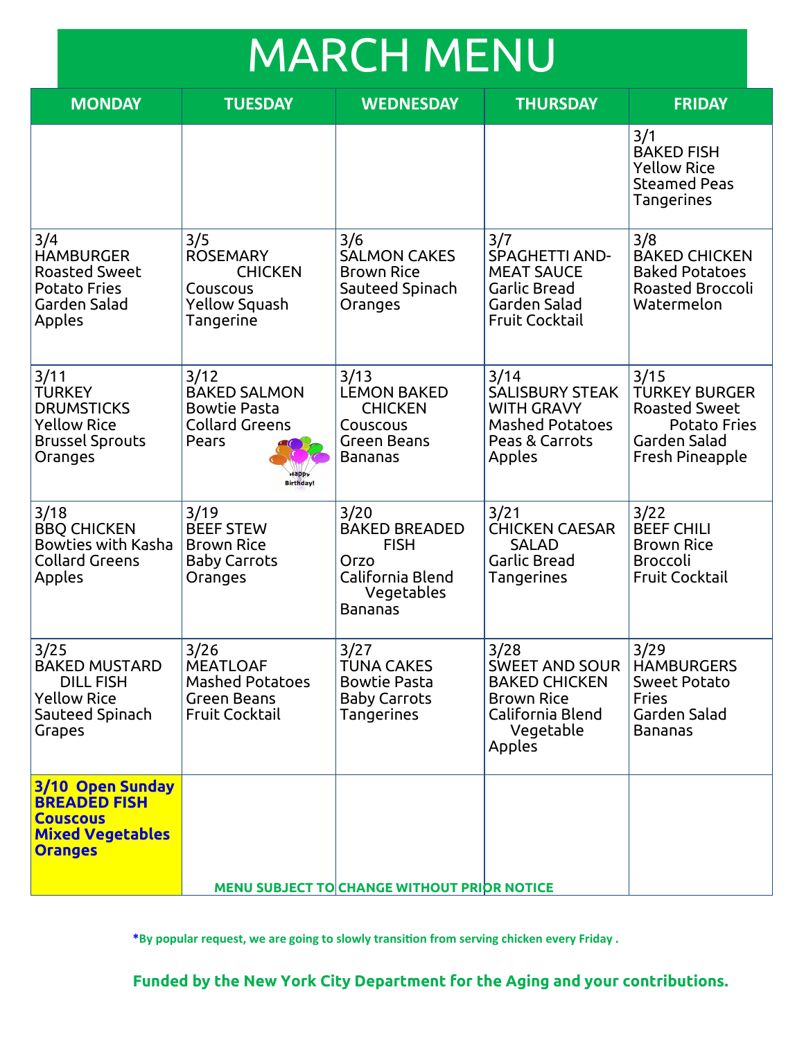# MARCH MENU

| MONDAY | TUESDAY | WEDNESDAY | THURSDAY | FRIDAY |
|---|---|---|---|---|
| | | | | 3/1<br>BAKED FISH<br>Yellow Rice<br>Steamed Peas<br>Tangerines |
| 3/4<br>HAMBURGER<br>Roasted Sweet Potato Fries<br>Garden Salad<br>Apples | 3/5<br>ROSEMARY CHICKEN<br>Couscous<br>Yellow Squash<br>Tangerine | 3/6<br>SALMON CAKES<br>Brown Rice<br>Sauteed Spinach<br>Oranges | 3/7<br>SPAGHETTI AND-MEAT SAUCE<br>Garlic Bread<br>Garden Salad<br>Fruit Cocktail | 3/8<br>BAKED CHICKEN<br>Baked Potatoes<br>Roasted Broccoli<br>Watermelon |
| 3/11<br>TURKEY DRUMSTICKS<br>Yellow Rice<br>Brussel Sprouts<br>Oranges | 3/12<br>BAKED SALMON<br>Bowtie Pasta<br>Collard Greens<br>Pears<br>Happy Birthday! | 3/13<br>LEMON BAKED CHICKEN<br>Couscous<br>Green Beans<br>Bananas | 3/14<br>SALISBURY STEAK WITH GRAVY<br>Mashed Potatoes<br>Peas & Carrots<br>Apples | 3/15<br>TURKEY BURGER<br>Roasted Sweet Potato Fries<br>Garden Salad<br>Fresh Pineapple |
| 3/18<br>BBQ CHICKEN<br>Bowties with Kasha<br>Collard Greens<br>Apples | 3/19<br>BEEF STEW<br>Brown Rice<br>Baby Carrots<br>Oranges | 3/20<br>BAKED BREADED FISH<br>Orzo<br>California Blend Vegetables<br>Bananas | 3/21<br>CHICKEN CAESAR SALAD<br>Garlic Bread<br>Tangerines | 3/22<br>BEEF CHILI<br>Brown Rice<br>Broccoli<br>Fruit Cocktail |
| 3/25<br>BAKED MUSTARD DILL FISH<br>Yellow Rice<br>Sauteed Spinach<br>Grapes | 3/26<br>MEATLOAF<br>Mashed Potatoes<br>Green Beans<br>Fruit Cocktail | 3/27<br>TUNA CAKES<br>Bowtie Pasta<br>Baby Carrots<br>Tangerines | 3/28<br>SWEET AND SOUR BAKED CHICKEN<br>Brown Rice<br>California Blend Vegetable<br>Apples | 3/29<br>HAMBURGERS<br>Sweet Potato Fries<br>Garden Salad<br>Bananas |
| **3/10 Open Sunday**<br>**BREADED FISH**<br>**Couscous**<br>**Mixed Vegetables**<br>**Oranges** | | | | |

**MENU SUBJECT TO CHANGE WITHOUT PRIOR NOTICE**

***By popular request, we are going to slowly transition from serving chicken every Friday .**

**Funded by the New York City Department for the Aging and your contributions.**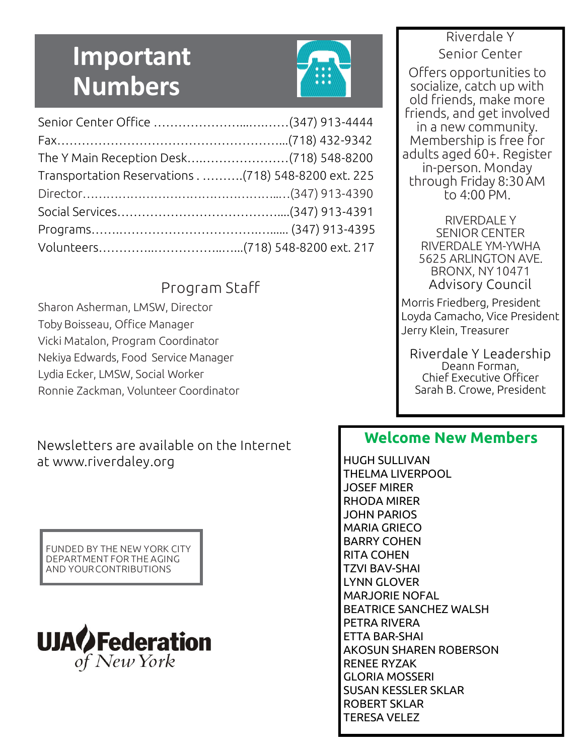# Important Numbers

| | |
|---|---|
| Senior Center Office | (347) 913-4444 |
| Fax | (718) 432-9342 |
| The Y Main Reception Desk | (718) 548-8200 |
| Transportation Reservations | (718) 548-8200 ext. 225 |
| Director | (347) 913-4390 |
| Social Services | (347) 913-4391 |
| Programs | (347) 913-4395 |
| Volunteers | (718) 548-8200 ext. 217 |

## Program Staff

Sharon Asherman, LMSW, Director
Toby Boisseau, Office Manager
Vicki Matalon, Program Coordinator
Nekiya Edwards, Food Service Manager
Lydia Ecker, LMSW, Social Worker
Ronnie Zackman, Volunteer Coordinator

Newsletters are available on the Internet at www.riverdaley.org

FUNDED BY THE NEW YORK CITY DEPARTMENT FOR THE AGING AND YOUR CONTRIBUTIONS

UJA Federation of New York

## Riverdale Y Senior Center

Offers opportunities to socialize, catch up with old friends, make more friends, and get involved in a new community. Membership is free for adults aged 60+. Register in-person. Monday through Friday 8:30 AM to 4:00 PM.

RIVERDALE Y
SENIOR CENTER
RIVERDALE YM-YWHA
5625 ARLINGTON AVE.
BRONX, NY 10471

### Advisory Council

Morris Friedberg, President
Loyda Camacho, Vice President
Jerry Klein, Treasurer

### Riverdale Y Leadership

Deann Forman, Chief Executive Officer
Sarah B. Crowe, President

## Welcome New Members

HUGH SULLIVAN
THELMA LIVERPOOL
JOSEF MIRER
RHODA MIRER
JOHN PARIOS
MARIA GRIECO
BARRY COHEN
RITA COHEN
TZVI BAV-SHAI
LYNN GLOVER
MARJORIE NOFAL
BEATRICE SANCHEZ WALSH
PETRA RIVERA
ETTA BAR-SHAI
AKOSUN SHAREN ROBERSON
RENEE RYZAK
GLORIA MOSSERI
SUSAN KESSLER SKLAR
ROBERT SKLAR
TERESA VELEZ